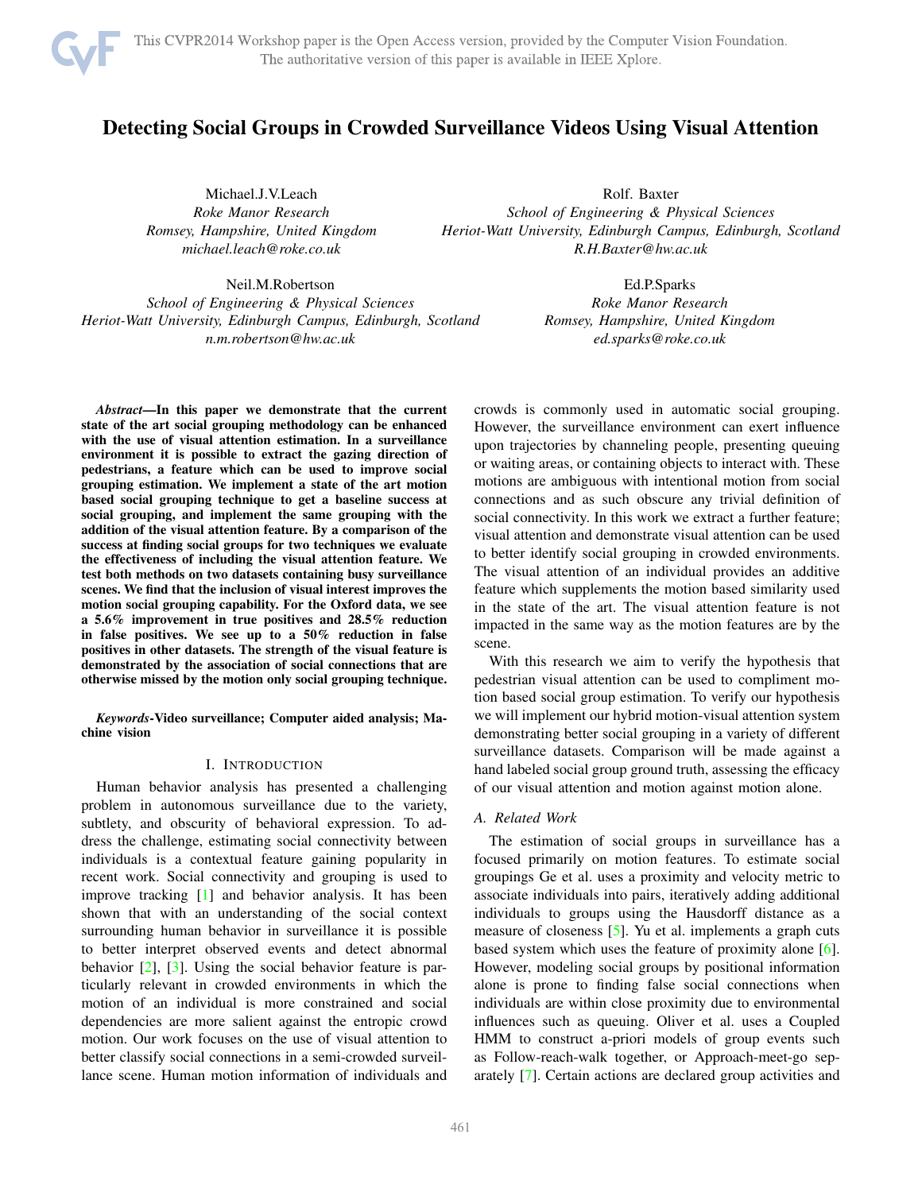# Detecting Social Groups in Crowded Surveillance Videos Using Visual Attention

Michael.J.V.Leach
*Roke Manor Research*
*Romsey, Hampshire, United Kingdom*
*michael.leach@roke.co.uk*

Rolf. Baxter
*School of Engineering & Physical Sciences*
*Heriot-Watt University, Edinburgh Campus, Edinburgh, Scotland*
*R.H.Baxter@hw.ac.uk*

Neil.M.Robertson
*School of Engineering & Physical Sciences*
*Heriot-Watt University, Edinburgh Campus, Edinburgh, Scotland*
*n.m.robertson@hw.ac.uk*

Ed.P.Sparks
*Roke Manor Research*
*Romsey, Hampshire, United Kingdom*
*ed.sparks@roke.co.uk*

***Abstract*—In this paper we demonstrate that the current state of the art social grouping methodology can be enhanced with the use of visual attention estimation. In a surveillance environment it is possible to extract the gazing direction of pedestrians, a feature which can be used to improve social grouping estimation. We implement a state of the art motion based social grouping technique to get a baseline success at social grouping, and implement the same grouping with the addition of the visual attention feature. By a comparison of the success at finding social groups for two techniques we evaluate the effectiveness of including the visual attention feature. We test both methods on two datasets containing busy surveillance scenes. We find that the inclusion of visual interest improves the motion social grouping capability. For the Oxford data, we see a 5.6% improvement in true positives and 28.5% reduction in false positives. We see up to a 50% reduction in false positives in other datasets. The strength of the visual feature is demonstrated by the association of social connections that are otherwise missed by the motion only social grouping technique.**

***Keywords*-Video surveillance; Computer aided analysis; Machine vision**

## I. Introduction

Human behavior analysis has presented a challenging problem in autonomous surveillance due to the variety, subtlety, and obscurity of behavioral expression. To address the challenge, estimating social connectivity between individuals is a contextual feature gaining popularity in recent work. Social connectivity and grouping is used to improve tracking [1] and behavior analysis. It has been shown that with an understanding of the social context surrounding human behavior in surveillance it is possible to better interpret observed events and detect abnormal behavior [2], [3]. Using the social behavior feature is particularly relevant in crowded environments in which the motion of an individual is more constrained and social dependencies are more salient against the entropic crowd motion. Our work focuses on the use of visual attention to better classify social connections in a semi-crowded surveillance scene. Human motion information of individuals and crowds is commonly used in automatic social grouping. However, the surveillance environment can exert influence upon trajectories by channeling people, presenting queuing or waiting areas, or containing objects to interact with. These motions are ambiguous with intentional motion from social connections and as such obscure any trivial definition of social connectivity. In this work we extract a further feature; visual attention and demonstrate visual attention can be used to better identify social grouping in crowded environments. The visual attention of an individual provides an additive feature which supplements the motion based similarity used in the state of the art. The visual attention feature is not impacted in the same way as the motion features are by the scene.

With this research we aim to verify the hypothesis that pedestrian visual attention can be used to compliment motion based social group estimation. To verify our hypothesis we will implement our hybrid motion-visual attention system demonstrating better social grouping in a variety of different surveillance datasets. Comparison will be made against a hand labeled social group ground truth, assessing the efficacy of our visual attention and motion against motion alone.

### A. Related Work

The estimation of social groups in surveillance has a focused primarily on motion features. To estimate social groupings Ge et al. uses a proximity and velocity metric to associate individuals into pairs, iteratively adding additional individuals to groups using the Hausdorff distance as a measure of closeness [5]. Yu et al. implements a graph cuts based system which uses the feature of proximity alone [6]. However, modeling social groups by positional information alone is prone to finding false social connections when individuals are within close proximity due to environmental influences such as queuing. Oliver et al. uses a Coupled HMM to construct a-priori models of group events such as Follow-reach-walk together, or Approach-meet-go separately [7]. Certain actions are declared group activities and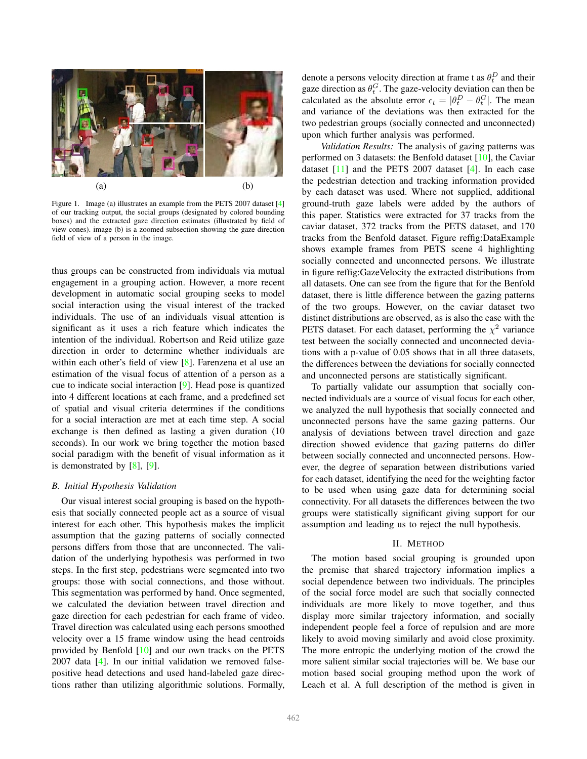Figure 1. Image (a) illustrates an example from the PETS 2007 dataset [4] of our tracking output, the social groups (designated by colored bounding boxes) and the extracted gaze direction estimates (illustrated by field of view cones). image (b) is a zoomed subsection showing the gaze direction field of view of a person in the image.

thus groups can be constructed from individuals via mutual engagement in a grouping action. However, a more recent development in automatic social grouping seeks to model social interaction using the visual interest of the tracked individuals. The use of an individuals visual attention is significant as it uses a rich feature which indicates the intention of the individual. Robertson and Reid utilize gaze direction in order to determine whether individuals are within each other's field of view [8]. Farenzena et al use an estimation of the visual focus of attention of a person as a cue to indicate social interaction [9]. Head pose is quantized into 4 different locations at each frame, and a predefined set of spatial and visual criteria determines if the conditions for a social interaction are met at each time step. A social exchange is then defined as lasting a given duration (10 seconds). In our work we bring together the motion based social paradigm with the benefit of visual information as it is demonstrated by [8], [9].

### B. Initial Hypothesis Validation

Our visual interest social grouping is based on the hypothesis that socially connected people act as a source of visual interest for each other. This hypothesis makes the implicit assumption that the gazing patterns of socially connected persons differs from those that are unconnected. The validation of the underlying hypothesis was performed in two steps. In the first step, pedestrians were segmented into two groups: those with social connections, and those without. This segmentation was performed by hand. Once segmented, we calculated the deviation between travel direction and gaze direction for each pedestrian for each frame of video. Travel direction was calculated using each persons smoothed velocity over a 15 frame window using the head centroids provided by Benfold [10] and our own tracks on the PETS 2007 data [4]. In our initial validation we removed false-positive head detections and used hand-labeled gaze directions rather than utilizing algorithmic solutions. Formally, denote a persons velocity direction at frame t as $\theta_t^D$ and their gaze direction as $\theta_t^G$. The gaze-velocity deviation can then be calculated as the absolute error $\epsilon_t = |\theta_t^D - \theta_t^G|$. The mean and variance of the deviations was then extracted for the two pedestrian groups (socially connected and unconnected) upon which further analysis was performed.

*Validation Results:* The analysis of gazing patterns was performed on 3 datasets: the Benfold dataset [10], the Caviar dataset [11] and the PETS 2007 dataset [4]. In each case the pedestrian detection and tracking information provided by each dataset was used. Where not supplied, additional ground-truth gaze labels were added by the authors of this paper. Statistics were extracted for 37 tracks from the caviar dataset, 372 tracks from the PETS dataset, and 170 tracks from the Benfold dataset. Figure reffig:DataExample shows example frames from PETS scene 4 highlighting socially connected and unconnected persons. We illustrate in figure reffig:GazeVelocity the extracted distributions from all datasets. One can see from the figure that for the Benfold dataset, there is little difference between the gazing patterns of the two groups. However, on the caviar dataset two distinct distributions are observed, as is also the case with the PETS dataset. For each dataset, performing the $\chi^2$ variance test between the socially connected and unconnected deviations with a p-value of 0.05 shows that in all three datasets, the differences between the deviations for socially connected and unconnected persons are statistically significant.

To partially validate our assumption that socially connected individuals are a source of visual focus for each other, we analyzed the null hypothesis that socially connected and unconnected persons have the same gazing patterns. Our analysis of deviations between travel direction and gaze direction showed evidence that gazing patterns do differ between socially connected and unconnected persons. However, the degree of separation between distributions varied for each dataset, identifying the need for the weighting factor to be used when using gaze data for determining social connectivity. For all datasets the differences between the two groups were statistically significant giving support for our assumption and leading us to reject the null hypothesis.

## II. Method

The motion based social grouping is grounded upon the premise that shared trajectory information implies a social dependence between two individuals. The principles of the social force model are such that socially connected individuals are more likely to move together, and thus display more similar trajectory information, and socially independent people feel a force of repulsion and are more likely to avoid moving similarly and avoid close proximity. The more entropic the underlying motion of the crowd the more salient similar social trajectories will be. We base our motion based social grouping method upon the work of Leach et al. A full description of the method is given in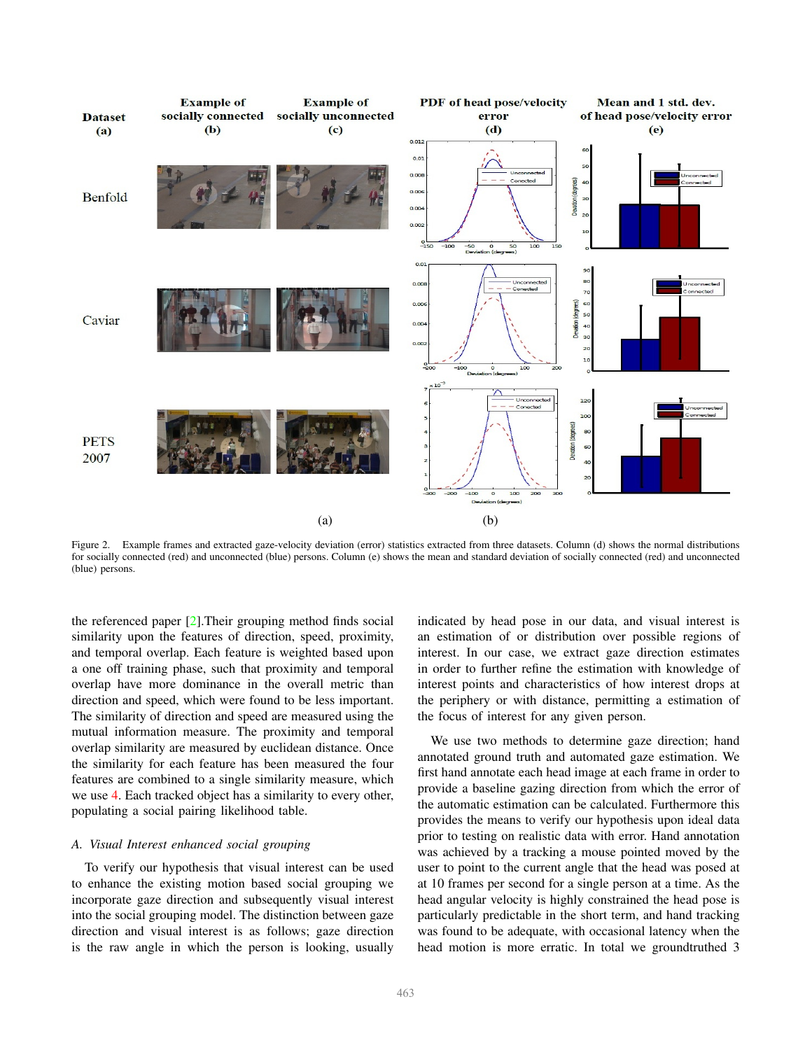Figure 2. Example frames and extracted gaze-velocity deviation (error) statistics extracted from three datasets. Column (d) shows the normal distributions for socially connected (red) and unconnected (blue) persons. Column (e) shows the mean and standard deviation of socially connected (red) and unconnected (blue) persons.

the referenced paper [2].Their grouping method finds social similarity upon the features of direction, speed, proximity, and temporal overlap. Each feature is weighted based upon a one off training phase, such that proximity and temporal overlap have more dominance in the overall metric than direction and speed, which were found to be less important. The similarity of direction and speed are measured using the mutual information measure. The proximity and temporal overlap similarity are measured by euclidean distance. Once the similarity for each feature has been measured the four features are combined to a single similarity measure, which we use 4. Each tracked object has a similarity to every other, populating a social pairing likelihood table.

### A. Visual Interest enhanced social grouping

To verify our hypothesis that visual interest can be used to enhance the existing motion based social grouping we incorporate gaze direction and subsequently visual interest into the social grouping model. The distinction between gaze direction and visual interest is as follows; gaze direction is the raw angle in which the person is looking, usually indicated by head pose in our data, and visual interest is an estimation of or distribution over possible regions of interest. In our case, we extract gaze direction estimates in order to further refine the estimation with knowledge of interest points and characteristics of how interest drops at the periphery or with distance, permitting a estimation of the focus of interest for any given person.

We use two methods to determine gaze direction; hand annotated ground truth and automated gaze estimation. We first hand annotate each head image at each frame in order to provide a baseline gazing direction from which the error of the automatic estimation can be calculated. Furthermore this provides the means to verify our hypothesis upon ideal data prior to testing on realistic data with error. Hand annotation was achieved by a tracking a mouse pointed moved by the user to point to the current angle that the head was posed at at 10 frames per second for a single person at a time. As the head angular velocity is highly constrained the head pose is particularly predictable in the short term, and hand tracking was found to be adequate, with occasional latency when the head motion is more erratic. In total we groundtruthed 3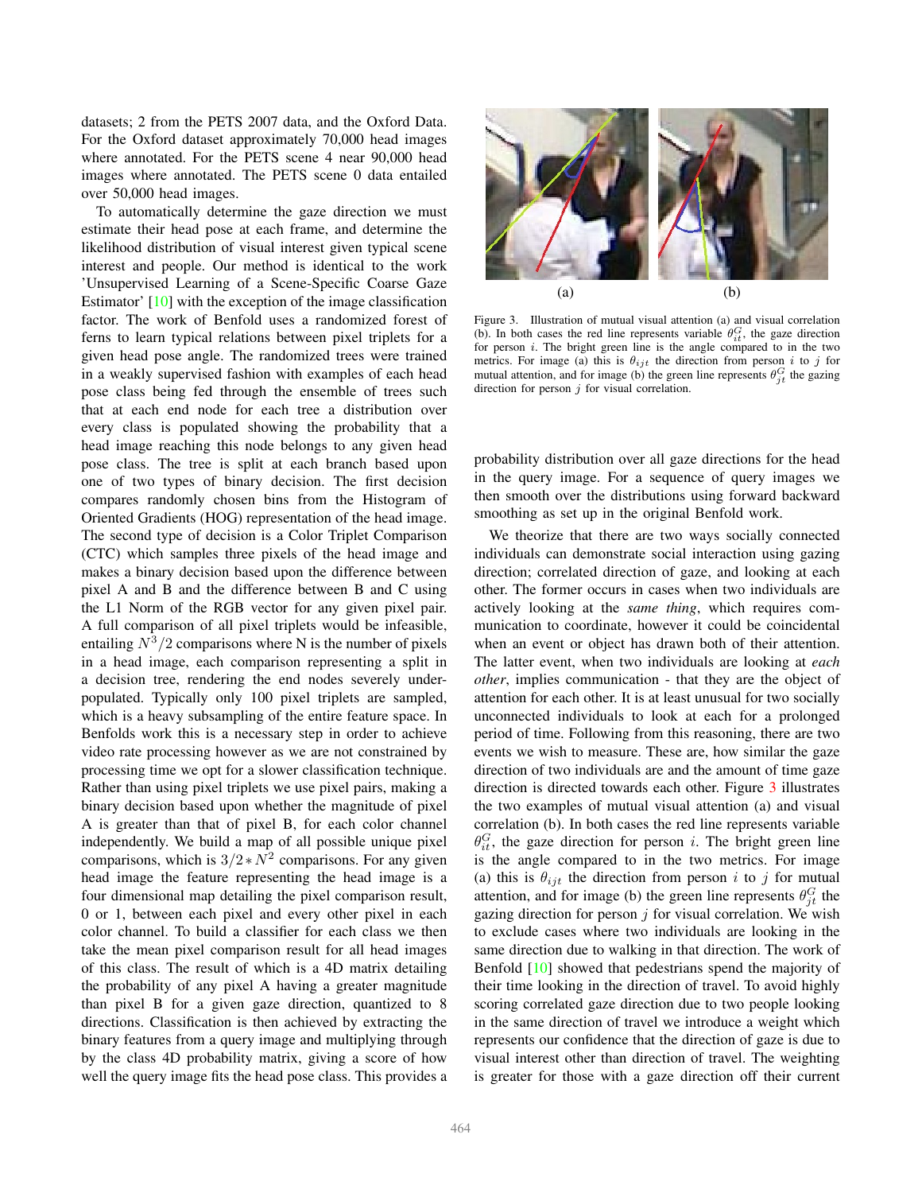datasets; 2 from the PETS 2007 data, and the Oxford Data. For the Oxford dataset approximately 70,000 head images where annotated. For the PETS scene 4 near 90,000 head images where annotated. The PETS scene 0 data entailed over 50,000 head images.

To automatically determine the gaze direction we must estimate their head pose at each frame, and determine the likelihood distribution of visual interest given typical scene interest and people. Our method is identical to the work 'Unsupervised Learning of a Scene-Specific Coarse Gaze Estimator' [10] with the exception of the image classification factor. The work of Benfold uses a randomized forest of ferns to learn typical relations between pixel triplets for a given head pose angle. The randomized trees were trained in a weakly supervised fashion with examples of each head pose class being fed through the ensemble of trees such that at each end node for each tree a distribution over every class is populated showing the probability that a head image reaching this node belongs to any given head pose class. The tree is split at each branch based upon one of two types of binary decision. The first decision compares randomly chosen bins from the Histogram of Oriented Gradients (HOG) representation of the head image. The second type of decision is a Color Triplet Comparison (CTC) which samples three pixels of the head image and makes a binary decision based upon the difference between pixel A and B and the difference between B and C using the L1 Norm of the RGB vector for any given pixel pair. A full comparison of all pixel triplets would be infeasible, entailing $N^3/2$ comparisons where N is the number of pixels in a head image, each comparison representing a split in a decision tree, rendering the end nodes severely under-populated. Typically only 100 pixel triplets are sampled, which is a heavy subsampling of the entire feature space. In Benfolds work this is a necessary step in order to achieve video rate processing however as we are not constrained by processing time we opt for a slower classification technique. Rather than using pixel triplets we use pixel pairs, making a binary decision based upon whether the magnitude of pixel A is greater than that of pixel B, for each color channel independently. We build a map of all possible unique pixel comparisons, which is $3/2 * N^2$ comparisons. For any given head image the feature representing the head image is a four dimensional map detailing the pixel comparison result, 0 or 1, between each pixel and every other pixel in each color channel. To build a classifier for each class we then take the mean pixel comparison result for all head images of this class. The result of which is a 4D matrix detailing the probability of any pixel A having a greater magnitude than pixel B for a given gaze direction, quantized to 8 directions. Classification is then achieved by extracting the binary features from a query image and multiplying through by the class 4D probability matrix, giving a score of how well the query image fits the head pose class. This provides a probability distribution over all gaze directions for the head in the query image. For a sequence of query images we then smooth over the distributions using forward backward smoothing as set up in the original Benfold work.

Figure 3. Illustration of mutual visual attention (a) and visual correlation (b). In both cases the red line represents variable $\theta^G_{it}$, the gaze direction for person $i$. The bright green line is the angle compared to in the two metrics. For image (a) this is $\theta_{ijt}$ the direction from person $i$ to $j$ for mutual attention, and for image (b) the green line represents $\theta^G_{jt}$ the gazing direction for person $j$ for visual correlation.

We theorize that there are two ways socially connected individuals can demonstrate social interaction using gazing direction; correlated direction of gaze, and looking at each other. The former occurs in cases when two individuals are actively looking at the *same thing*, which requires communication to coordinate, however it could be coincidental when an event or object has drawn both of their attention. The latter event, when two individuals are looking at *each other*, implies communication - that they are the object of attention for each other. It is at least unusual for two socially unconnected individuals to look at each for a prolonged period of time. Following from this reasoning, there are two events we wish to measure. These are, how similar the gaze direction of two individuals are and the amount of time gaze direction is directed towards each other. Figure 3 illustrates the two examples of mutual visual attention (a) and visual correlation (b). In both cases the red line represents variable $\theta^G_{it}$, the gaze direction for person $i$. The bright green line is the angle compared to in the two metrics. For image (a) this is $\theta_{ijt}$ the direction from person $i$ to $j$ for mutual attention, and for image (b) the green line represents $\theta^G_{jt}$ the gazing direction for person $j$ for visual correlation. We wish to exclude cases where two individuals are looking in the same direction due to walking in that direction. The work of Benfold [10] showed that pedestrians spend the majority of their time looking in the direction of travel. To avoid highly scoring correlated gaze direction due to two people looking in the same direction of travel we introduce a weight which represents our confidence that the direction of gaze is due to visual interest other than direction of travel. The weighting is greater for those with a gaze direction off their current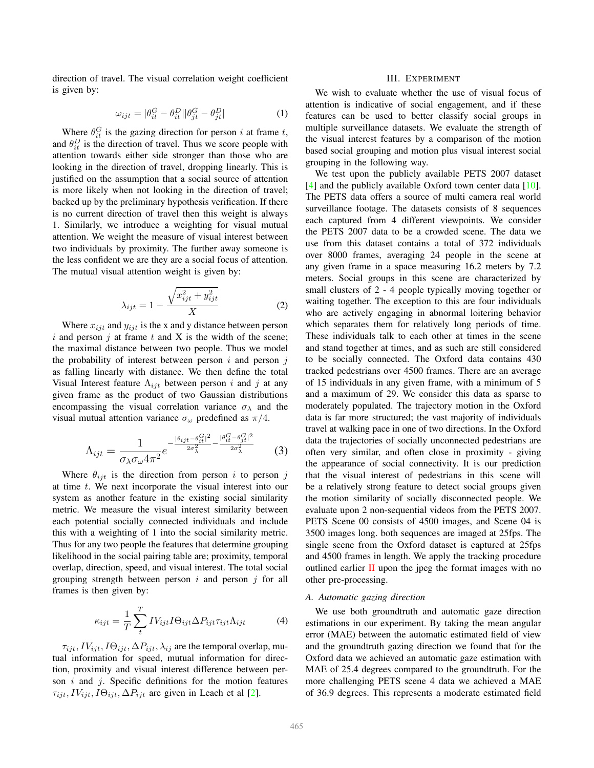direction of travel. The visual correlation weight coefficient is given by:

$$\omega_{ijt} = |\theta_{it}^G - \theta_{it}^D||\theta_{jt}^G - \theta_{jt}^D| \tag{1}$$

Where $\theta_{it}^G$ is the gazing direction for person $i$ at frame $t$, and $\theta_{it}^D$ is the direction of travel. Thus we score people with attention towards either side stronger than those who are looking in the direction of travel, dropping linearly. This is justified on the assumption that a social source of attention is more likely when not looking in the direction of travel; backed up by the preliminary hypothesis verification. If there is no current direction of travel then this weight is always 1. Similarly, we introduce a weighting for visual mutual attention. We weight the measure of visual interest between two individuals by proximity. The further away someone is the less confident we are they are a social focus of attention. The mutual visual attention weight is given by:

$$\lambda_{ijt} = 1 - \frac{\sqrt{x_{ijt}^2 + y_{ijt}^2}}{X} \tag{2}$$

Where $x_{ijt}$ and $y_{ijt}$ is the x and y distance between person $i$ and person $j$ at frame $t$ and X is the width of the scene; the maximal distance between two people. Thus we model the probability of interest between person $i$ and person $j$ as falling linearly with distance. We then define the total Visual Interest feature $\Lambda_{ijt}$ between person $i$ and $j$ at any given frame as the product of two Gaussian distributions encompassing the visual correlation variance $\sigma_\lambda$ and the visual mutual attention variance $\sigma_\omega$ predefined as $\pi/4$.

$$\Lambda_{ijt} = \frac{1}{\sigma_\lambda \sigma_\omega 4\pi^2} e^{-\frac{|\theta_{ijt} - \theta_{it}^G|^2}{2\sigma_\lambda^2} - \frac{|\theta_{it}^G - \theta_{jt}^G|^2}{2\sigma_\lambda^2}} \tag{3}$$

Where $\theta_{ijt}$ is the direction from person $i$ to person $j$ at time $t$. We next incorporate the visual interest into our system as another feature in the existing social similarity metric. We measure the visual interest similarity between each potential socially connected individuals and include this with a weighting of 1 into the social similarity metric. Thus for any two people the features that determine grouping likelihood in the social pairing table are; proximity, temporal overlap, direction, speed, and visual interest. The total social grouping strength between person $i$ and person $j$ for all frames is then given by:

$$\kappa_{ijt} = \frac{1}{T} \sum_{t}^{T} IV_{ijt} I\Theta_{ijt} \Delta P_{ijt} \tau_{ijt} \Lambda_{ijt} \tag{4}$$

$\tau_{ijt}, IV_{ijt}, I\Theta_{ijt}, \Delta P_{ijt}, \lambda_{ij}$ are the temporal overlap, mutual information for speed, mutual information for direction, proximity and visual interest difference between person $i$ and $j$. Specific definitions for the motion features $\tau_{ijt}, IV_{ijt}, I\Theta_{ijt}, \Delta P_{ijt}$ are given in Leach et al [2].

## III. Experiment

We wish to evaluate whether the use of visual focus of attention is indicative of social engagement, and if these features can be used to better classify social groups in multiple surveillance datasets. We evaluate the strength of the visual interest features by a comparison of the motion based social grouping and motion plus visual interest social grouping in the following way.

We test upon the publicly available PETS 2007 dataset [4] and the publicly available Oxford town center data [10]. The PETS data offers a source of multi camera real world surveillance footage. The datasets consists of 8 sequences each captured from 4 different viewpoints. We consider the PETS 2007 data to be a crowded scene. The data we use from this dataset contains a total of 372 individuals over 8000 frames, averaging 24 people in the scene at any given frame in a space measuring 16.2 meters by 7.2 meters. Social groups in this scene are characterized by small clusters of 2 - 4 people typically moving together or waiting together. The exception to this are four individuals who are actively engaging in abnormal loitering behavior which separates them for relatively long periods of time. These individuals talk to each other at times in the scene and stand together at times, and as such are still considered to be socially connected. The Oxford data contains 430 tracked pedestrians over 4500 frames. There are an average of 15 individuals in any given frame, with a minimum of 5 and a maximum of 29. We consider this data as sparse to moderately populated. The trajectory motion in the Oxford data is far more structured; the vast majority of individuals travel at walking pace in one of two directions. In the Oxford data the trajectories of socially unconnected pedestrians are often very similar, and often close in proximity - giving the appearance of social connectivity. It is our prediction that the visual interest of pedestrians in this scene will be a relatively strong feature to detect social groups given the motion similarity of socially disconnected people. We evaluate upon 2 non-sequential videos from the PETS 2007. PETS Scene 00 consists of 4500 images, and Scene 04 is 3500 images long. both sequences are imaged at 25fps. The single scene from the Oxford dataset is captured at 25fps and 4500 frames in length. We apply the tracking procedure outlined earlier II upon the jpeg the format images with no other pre-processing.

### A. Automatic gazing direction

We use both groundtruth and automatic gaze direction estimations in our experiment. By taking the mean angular error (MAE) between the automatic estimated field of view and the groundtruth gazing direction we found that for the Oxford data we achieved an automatic gaze estimation with MAE of 25.4 degrees compared to the groundtruth. For the more challenging PETS scene 4 data we achieved a MAE of 36.9 degrees. This represents a moderate estimated field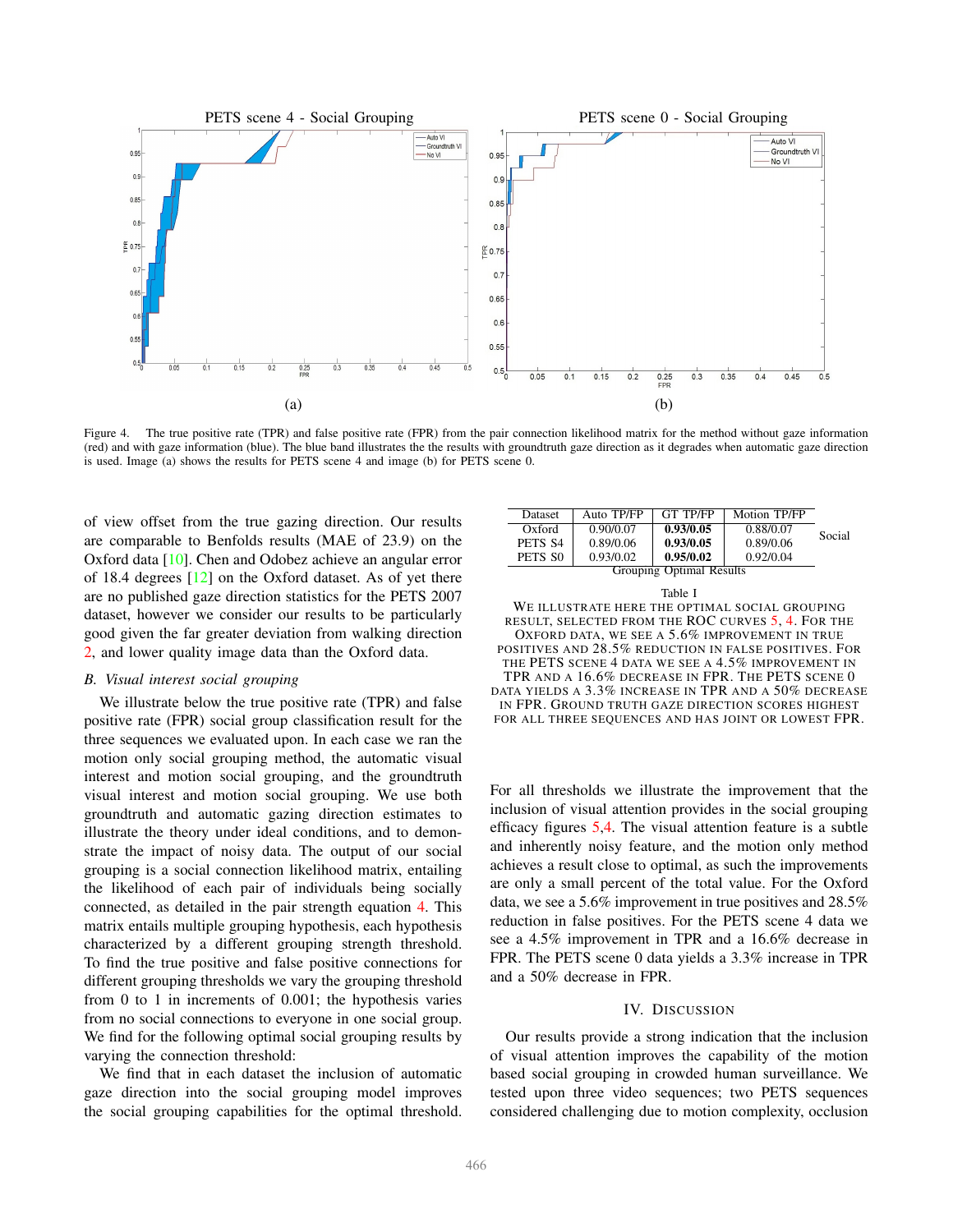Figure 4. The true positive rate (TPR) and false positive rate (FPR) from the pair connection likelihood matrix for the method without gaze information (red) and with gaze information (blue). The blue band illustrates the the results with groundtruth gaze direction as it degrades when automatic gaze direction is used. Image (a) shows the results for PETS scene 4 and image (b) for PETS scene 0.

of view offset from the true gazing direction. Our results are comparable to Benfolds results (MAE of 23.9) on the Oxford data [10]. Chen and Odobez achieve an angular error of 18.4 degrees [12] on the Oxford dataset. As of yet there are no published gaze direction statistics for the PETS 2007 dataset, however we consider our results to be particularly good given the far greater deviation from walking direction 2, and lower quality image data than the Oxford data.

### B. Visual interest social grouping

We illustrate below the true positive rate (TPR) and false positive rate (FPR) social group classification result for the three sequences we evaluated upon. In each case we ran the motion only social grouping method, the automatic visual interest and motion social grouping, and the groundtruth visual interest and motion social grouping. We use both groundtruth and automatic gazing direction estimates to illustrate the theory under ideal conditions, and to demonstrate the impact of noisy data. The output of our social grouping is a social connection likelihood matrix, entailing the likelihood of each pair of individuals being socially connected, as detailed in the pair strength equation 4. This matrix entails multiple grouping hypothesis, each hypothesis characterized by a different grouping strength threshold. To find the true positive and false positive connections for different grouping thresholds we vary the grouping threshold from 0 to 1 in increments of 0.001; the hypothesis varies from no social connections to everyone in one social group. We find for the following optimal social grouping results by varying the connection threshold:

We find that in each dataset the inclusion of automatic gaze direction into the social grouping model improves the social grouping capabilities for the optimal threshold.

| Dataset | Auto TP/FP | GT TP/FP | Motion TP/FP | |
|---|---|---|---|---|
| Oxford | 0.90/0.07 | **0.93/0.05** | 0.88/0.07 | Social |
| PETS S4 | 0.89/0.06 | **0.93/0.05** | 0.89/0.06 | |
| PETS S0 | 0.93/0.02 | **0.95/0.02** | 0.92/0.04 | |
| Grouping Optimal Results | | | | |

Table I

WE ILLUSTRATE HERE THE OPTIMAL SOCIAL GROUPING RESULT, SELECTED FROM THE ROC CURVES 5, 4. FOR THE OXFORD DATA, WE SEE A 5.6% IMPROVEMENT IN TRUE POSITIVES AND 28.5% REDUCTION IN FALSE POSITIVES. FOR THE PETS SCENE 4 DATA WE SEE A 4.5% IMPROVEMENT IN TPR AND A 16.6% DECREASE IN FPR. THE PETS SCENE 0 DATA YIELDS A 3.3% INCREASE IN TPR AND A 50% DECREASE IN FPR. GROUND TRUTH GAZE DIRECTION SCORES HIGHEST FOR ALL THREE SEQUENCES AND HAS JOINT OR LOWEST FPR.

For all thresholds we illustrate the improvement that the inclusion of visual attention provides in the social grouping efficacy figures 5,4. The visual attention feature is a subtle and inherently noisy feature, and the motion only method achieves a result close to optimal, as such the improvements are only a small percent of the total value. For the Oxford data, we see a 5.6% improvement in true positives and 28.5% reduction in false positives. For the PETS scene 4 data we see a 4.5% improvement in TPR and a 16.6% decrease in FPR. The PETS scene 0 data yields a 3.3% increase in TPR and a 50% decrease in FPR.

## IV. Discussion

Our results provide a strong indication that the inclusion of visual attention improves the capability of the motion based social grouping in crowded human surveillance. We tested upon three video sequences; two PETS sequences considered challenging due to motion complexity, occlusion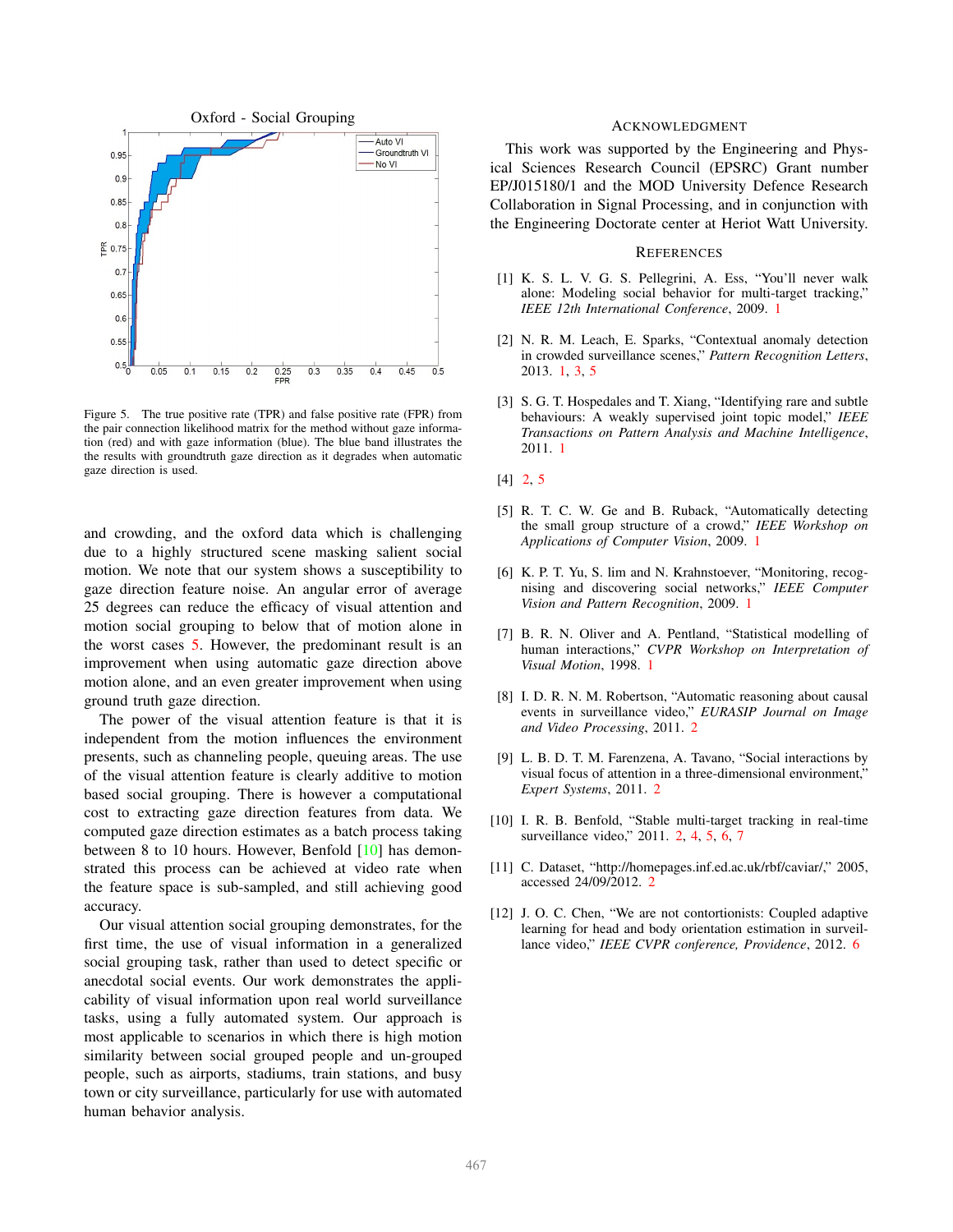Oxford - Social Grouping

Auto VI
Groundtruth VI
No VI

TPR

FPR

1
0.95
0.9
0.85
0.8
0.75
0.7
0.65
0.6
0.55
0.5

0
0.05
0.1
0.15
0.2
0.25
0.3
0.35
0.4
0.45
0.5

Figure 5. The true positive rate (TPR) and false positive rate (FPR) from the pair connection likelihood matrix for the method without gaze information (red) and with gaze information (blue). The blue band illustrates the the results with groundtruth gaze direction as it degrades when automatic gaze direction is used.

and crowding, and the oxford data which is challenging due to a highly structured scene masking salient social motion. We note that our system shows a susceptibility to gaze direction feature noise. An angular error of average 25 degrees can reduce the efficacy of visual attention and motion social grouping to below that of motion alone in the worst cases 5. However, the predominant result is an improvement when using automatic gaze direction above motion alone, and an even greater improvement when using ground truth gaze direction.

The power of the visual attention feature is that it is independent from the motion influences the environment presents, such as channeling people, queuing areas. The use of the visual attention feature is clearly additive to motion based social grouping. There is however a computational cost to extracting gaze direction features from data. We computed gaze direction estimates as a batch process taking between 8 to 10 hours. However, Benfold [10] has demonstrated this process can be achieved at video rate when the feature space is sub-sampled, and still achieving good accuracy.

Our visual attention social grouping demonstrates, for the first time, the use of visual information in a generalized social grouping task, rather than used to detect specific or anecdotal social events. Our work demonstrates the applicability of visual information upon real world surveillance tasks, using a fully automated system. Our approach is most applicable to scenarios in which there is high motion similarity between social grouped people and un-grouped people, such as airports, stadiums, train stations, and busy town or city surveillance, particularly for use with automated human behavior analysis.

## Acknowledgment

This work was supported by the Engineering and Physical Sciences Research Council (EPSRC) Grant number EP/J015180/1 and the MOD University Defence Research Collaboration in Signal Processing, and in conjunction with the Engineering Doctorate center at Heriot Watt University.

## References

[1] K. S. L. V. G. S. Pellegrini, A. Ess, "You'll never walk alone: Modeling social behavior for multi-target tracking," *IEEE 12th International Conference*, 2009. 1

[2] N. R. M. Leach, E. Sparks, "Contextual anomaly detection in crowded surveillance scenes," *Pattern Recognition Letters*, 2013. 1, 3, 5

[3] S. G. T. Hospedales and T. Xiang, "Identifying rare and subtle behaviours: A weakly supervised joint topic model," *IEEE Transactions on Pattern Analysis and Machine Intelligence*, 2011. 1

[4] 2, 5

[5] R. T. C. W. Ge and B. Ruback, "Automatically detecting the small group structure of a crowd," *IEEE Workshop on Applications of Computer Vision*, 2009. 1

[6] K. P. T. Yu, S. lim and N. Krahnstoever, "Monitoring, recognising and discovering social networks," *IEEE Computer Vision and Pattern Recognition*, 2009. 1

[7] B. R. N. Oliver and A. Pentland, "Statistical modelling of human interactions," *CVPR Workshop on Interpretation of Visual Motion*, 1998. 1

[8] I. D. R. N. M. Robertson, "Automatic reasoning about causal events in surveillance video," *EURASIP Journal on Image and Video Processing*, 2011. 2

[9] L. B. D. T. M. Farenzena, A. Tavano, "Social interactions by visual focus of attention in a three-dimensional environment," *Expert Systems*, 2011. 2

[10] I. R. B. Benfold, "Stable multi-target tracking in real-time surveillance video," 2011. 2, 4, 5, 6, 7

[11] C. Dataset, "http://homepages.inf.ed.ac.uk/rbf/caviar/," 2005, accessed 24/09/2012. 2

[12] J. O. C. Chen, "We are not contortionists: Coupled adaptive learning for head and body orientation estimation in surveillance video," *IEEE CVPR conference, Providence*, 2012. 6